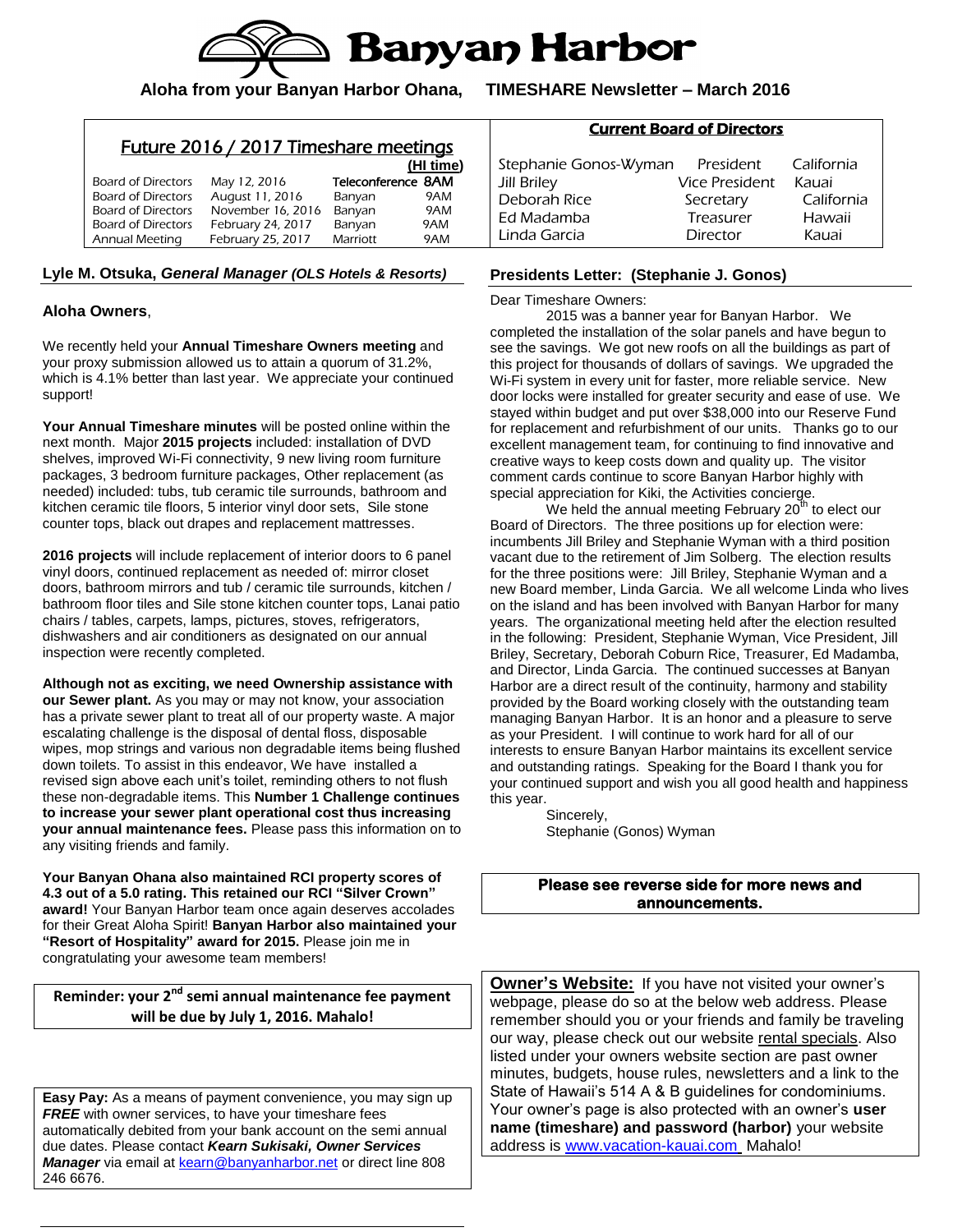# Banyan Harbor

**Aloha from your Banyan Harbor Ohana, TIMESHARE Newsletter – March 2016**

## Future 2016 / 2017 Timeshare meetings

| | | | (HI time) |
|---|---|---|---|
| Board of Directors | May 12, 2016 | Teleconference | 8AM |
| Board of Directors | August 11, 2016 | Banyan | 9AM |
| Board of Directors | November 16, 2016 | Banyan | 9AM |
| Board of Directors | February 24, 2017 | Banyan | 9AM |
| Annual Meeting | February 25, 2017 | Marriott | 9AM |

## Current Board of Directors

| | | |
|---|---|---|
| Stephanie Gonos-Wyman | President | California |
| Jill Briley | Vice President | Kauai |
| Deborah Rice | Secretary | California |
| Ed Madamba | Treasurer | Hawaii |
| Linda Garcia | Director | Kauai |

## Lyle M. Otsuka, *General Manager (OLS Hotels & Resorts)*

**Aloha Owners**,

We recently held your **Annual Timeshare Owners meeting** and your proxy submission allowed us to attain a quorum of 31.2%, which is 4.1% better than last year. We appreciate your continued support!

**Your Annual Timeshare minutes** will be posted online within the next month. Major **2015 projects** included: installation of DVD shelves, improved Wi-Fi connectivity, 9 new living room furniture packages, 3 bedroom furniture packages, Other replacement (as needed) included: tubs, tub ceramic tile surrounds, bathroom and kitchen ceramic tile floors, 5 interior vinyl door sets, Sile stone counter tops, black out drapes and replacement mattresses.

**2016 projects** will include replacement of interior doors to 6 panel vinyl doors, continued replacement as needed of: mirror closet doors, bathroom mirrors and tub / ceramic tile surrounds, kitchen / bathroom floor tiles and Sile stone kitchen counter tops, Lanai patio chairs / tables, carpets, lamps, pictures, stoves, refrigerators, dishwashers and air conditioners as designated on our annual inspection were recently completed.

**Although not as exciting, we need Ownership assistance with our Sewer plant.** As you may or may not know, your association has a private sewer plant to treat all of our property waste. A major escalating challenge is the disposal of dental floss, disposable wipes, mop strings and various non degradable items being flushed down toilets. To assist in this endeavor, We have installed a revised sign above each unit's toilet, reminding others to not flush these non-degradable items. This **Number 1 Challenge continues to increase your sewer plant operational cost thus increasing your annual maintenance fees.** Please pass this information on to any visiting friends and family.

**Your Banyan Ohana also maintained RCI property scores of 4.3 out of a 5.0 rating. This retained our RCI "Silver Crown" award!** Your Banyan Harbor team once again deserves accolades for their Great Aloha Spirit! **Banyan Harbor also maintained your "Resort of Hospitality" award for 2015.** Please join me in congratulating your awesome team members!

**Reminder: your 2nd semi annual maintenance fee payment will be due by July 1, 2016. Mahalo!**

**Easy Pay:** As a means of payment convenience, you may sign up ***FREE*** with owner services, to have your timeshare fees automatically debited from your bank account on the semi annual due dates. Please contact ***Kearn Sukisaki, Owner Services Manager*** via email at kearn@banyanharbor.net or direct line 808 246 6676.

## Presidents Letter: (Stephanie J. Gonos)

Dear Timeshare Owners:

2015 was a banner year for Banyan Harbor. We completed the installation of the solar panels and have begun to see the savings. We got new roofs on all the buildings as part of this project for thousands of dollars of savings. We upgraded the Wi-Fi system in every unit for faster, more reliable service. New door locks were installed for greater security and ease of use. We stayed within budget and put over $38,000 into our Reserve Fund for replacement and refurbishment of our units. Thanks go to our excellent management team, for continuing to find innovative and creative ways to keep costs down and quality up. The visitor comment cards continue to score Banyan Harbor highly with special appreciation for Kiki, the Activities concierge.

We held the annual meeting February 20th to elect our Board of Directors. The three positions up for election were: incumbents Jill Briley and Stephanie Wyman with a third position vacant due to the retirement of Jim Solberg. The election results for the three positions were: Jill Briley, Stephanie Wyman and a new Board member, Linda Garcia. We all welcome Linda who lives on the island and has been involved with Banyan Harbor for many years. The organizational meeting held after the election resulted in the following: President, Stephanie Wyman, Vice President, Jill Briley, Secretary, Deborah Coburn Rice, Treasurer, Ed Madamba, and Director, Linda Garcia. The continued successes at Banyan Harbor are a direct result of the continuity, harmony and stability provided by the Board working closely with the outstanding team managing Banyan Harbor. It is an honor and a pleasure to serve as your President. I will continue to work hard for all of our interests to ensure Banyan Harbor maintains its excellent service and outstanding ratings. Speaking for the Board I thank you for your continued support and wish you all good health and happiness this year.

Sincerely,
Stephanie (Gonos) Wyman

**Please see reverse side for more news and announcements.**

**Owner's Website:** If you have not visited your owner's webpage, please do so at the below web address. Please remember should you or your friends and family be traveling our way, please check out our website rental specials. Also listed under your owners website section are past owner minutes, budgets, house rules, newsletters and a link to the State of Hawaii's 514 A & B guidelines for condominiums. Your owner's page is also protected with an owner's **user name (timeshare) and password (harbor)** your website address is www.vacation-kauai.com Mahalo!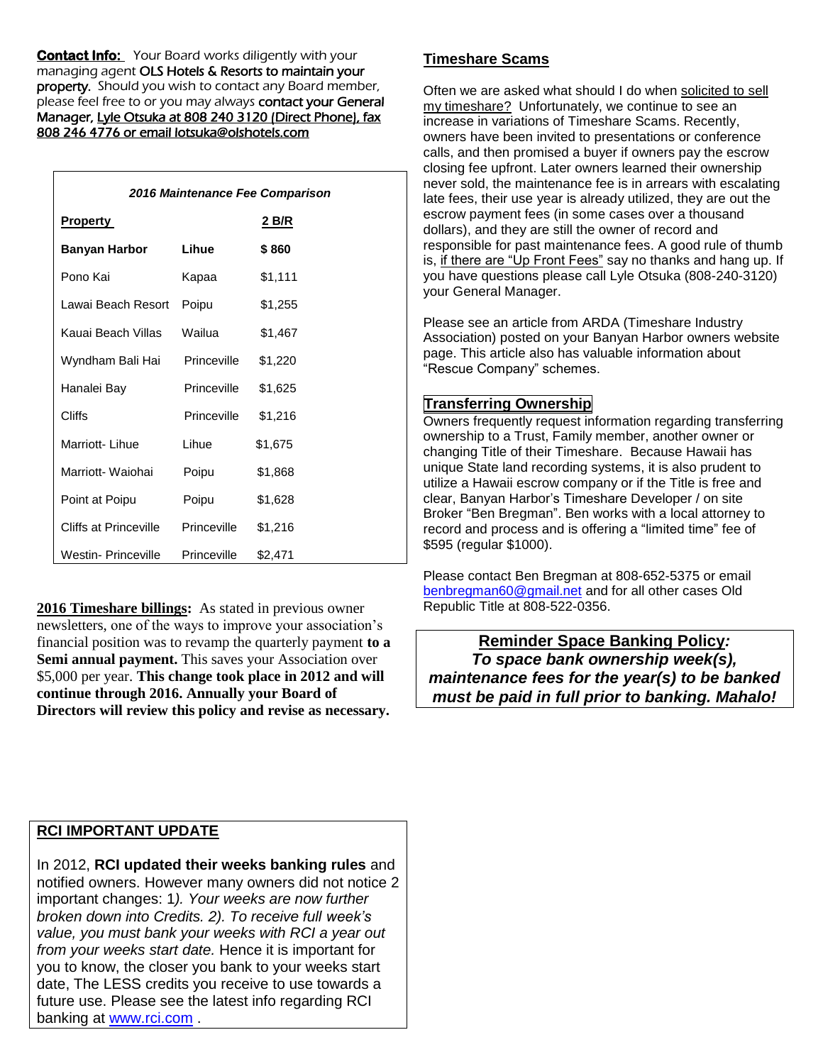**Contact Info:** Your Board works diligently with your managing agent **OLS Hotels & Resorts to maintain your property.** Should you wish to contact any Board member, please feel free to or you may always **contact your General Manager,** Lyle Otsuka at 808 240 3120 (Direct Phone), fax 808 246 4776 or email lotsuka@olshotels.com

***2016 Maintenance Fee Comparison***

| **Property** | | **2 B/R** |
|---|---|---|
| **Banyan Harbor** | **Lihue** | **$ 860** |
| Pono Kai | Kapaa | $1,111 |
| Lawai Beach Resort | Poipu | $1,255 |
| Kauai Beach Villas | Wailua | $1,467 |
| Wyndham Bali Hai | Princeville | $1,220 |
| Hanalei Bay | Princeville | $1,625 |
| Cliffs | Princeville | $1,216 |
| Marriott- Lihue | Lihue | $1,675 |
| Marriott- Waiohai | Poipu | $1,868 |
| Point at Poipu | Poipu | $1,628 |
| Cliffs at Princeville | Princeville | $1,216 |
| Westin- Princeville | Princeville | $2,471 |

**2016 Timeshare billings:** As stated in previous owner newsletters, one of the ways to improve your association's financial position was to revamp the quarterly payment **to a Semi annual payment.** This saves your Association over $5,000 per year. **This change took place in 2012 and will continue through 2016. Annually your Board of Directors will review this policy and revise as necessary.**

## RCI IMPORTANT UPDATE

In 2012, **RCI updated their weeks banking rules** and notified owners. However many owners did not notice 2 important changes: 1*). Your weeks are now further broken down into Credits. 2). To receive full week's value, you must bank your weeks with RCI a year out from your weeks start date.* Hence it is important for you to know, the closer you bank to your weeks start date, The LESS credits you receive to use towards a future use. Please see the latest info regarding RCI banking at www.rci.com .

## Timeshare Scams

Often we are asked what should I do when solicited to sell my timeshare? Unfortunately, we continue to see an increase in variations of Timeshare Scams. Recently, owners have been invited to presentations or conference calls, and then promised a buyer if owners pay the escrow closing fee upfront. Later owners learned their ownership never sold, the maintenance fee is in arrears with escalating late fees, their use year is already utilized, they are out the escrow payment fees (in some cases over a thousand dollars), and they are still the owner of record and responsible for past maintenance fees. A good rule of thumb is, if there are "Up Front Fees" say no thanks and hang up. If you have questions please call Lyle Otsuka (808-240-3120) your General Manager.

Please see an article from ARDA (Timeshare Industry Association) posted on your Banyan Harbor owners website page. This article also has valuable information about "Rescue Company" schemes.

## Transferring Ownership

Owners frequently request information regarding transferring ownership to a Trust, Family member, another owner or changing Title of their Timeshare. Because Hawaii has unique State land recording systems, it is also prudent to utilize a Hawaii escrow company or if the Title is free and clear, Banyan Harbor's Timeshare Developer / on site Broker "Ben Bregman". Ben works with a local attorney to record and process and is offering a "limited time" fee of $595 (regular $1000).

Please contact Ben Bregman at 808-652-5375 or email benbregman60@gmail.net and for all other cases Old Republic Title at 808-522-0356.

**Reminder Space Banking Policy*:***
***To space bank ownership week(s), maintenance fees for the year(s) to be banked must be paid in full prior to banking. Mahalo!***